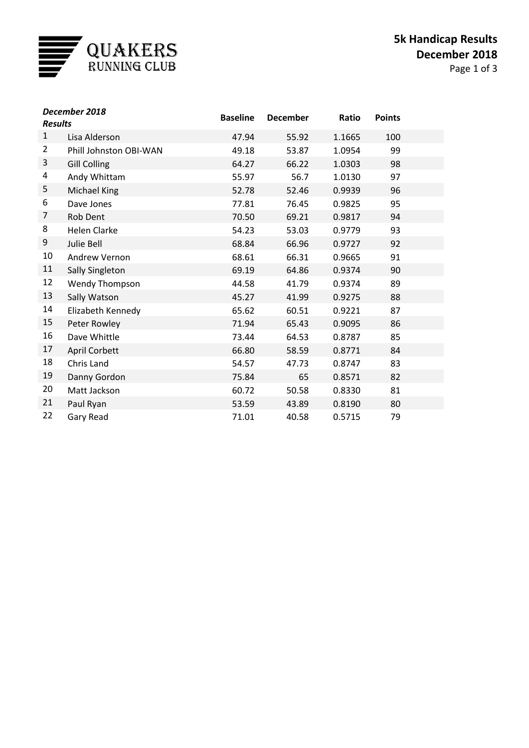QUAKERS RUNNING CLUB

# 5k Handicap Results
## December 2018

| *December 2018 Results* | | Baseline | December | Ratio | Points |
|---|---|---|---|---|---|
| 1 | Lisa Alderson | 47.94 | 55.92 | 1.1665 | 100 |
| 2 | Phill Johnston OBI-WAN | 49.18 | 53.87 | 1.0954 | 99 |
| 3 | Gill Colling | 64.27 | 66.22 | 1.0303 | 98 |
| 4 | Andy Whittam | 55.97 | 56.7 | 1.0130 | 97 |
| 5 | Michael King | 52.78 | 52.46 | 0.9939 | 96 |
| 6 | Dave Jones | 77.81 | 76.45 | 0.9825 | 95 |
| 7 | Rob Dent | 70.50 | 69.21 | 0.9817 | 94 |
| 8 | Helen Clarke | 54.23 | 53.03 | 0.9779 | 93 |
| 9 | Julie Bell | 68.84 | 66.96 | 0.9727 | 92 |
| 10 | Andrew Vernon | 68.61 | 66.31 | 0.9665 | 91 |
| 11 | Sally Singleton | 69.19 | 64.86 | 0.9374 | 90 |
| 12 | Wendy Thompson | 44.58 | 41.79 | 0.9374 | 89 |
| 13 | Sally Watson | 45.27 | 41.99 | 0.9275 | 88 |
| 14 | Elizabeth Kennedy | 65.62 | 60.51 | 0.9221 | 87 |
| 15 | Peter Rowley | 71.94 | 65.43 | 0.9095 | 86 |
| 16 | Dave Whittle | 73.44 | 64.53 | 0.8787 | 85 |
| 17 | April Corbett | 66.80 | 58.59 | 0.8771 | 84 |
| 18 | Chris Land | 54.57 | 47.73 | 0.8747 | 83 |
| 19 | Danny Gordon | 75.84 | 65 | 0.8571 | 82 |
| 20 | Matt Jackson | 60.72 | 50.58 | 0.8330 | 81 |
| 21 | Paul Ryan | 53.59 | 43.89 | 0.8190 | 80 |
| 22 | Gary Read | 71.01 | 40.58 | 0.5715 | 79 |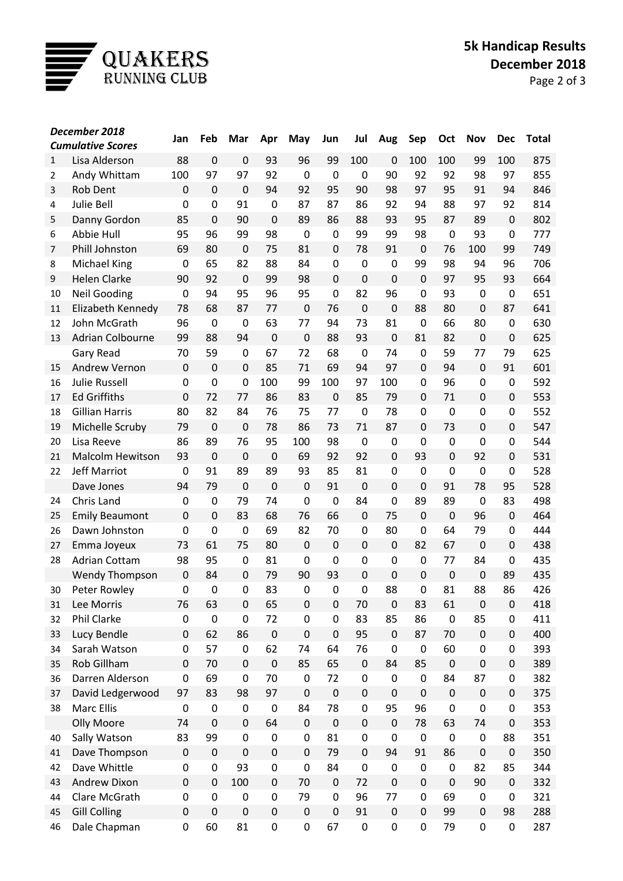**QUAKERS RUNNING CLUB**

# 5k Handicap Results
## December 2018

| | *December 2018 Cumulative Scores* | Jan | Feb | Mar | Apr | May | Jun | Jul | Aug | Sep | Oct | Nov | Dec | Total |
|---|---|---|---|---|---|---|---|---|---|---|---|---|---|---|
| 1 | Lisa Alderson | 88 | 0 | 0 | 93 | 96 | 99 | 100 | 0 | 100 | 100 | 99 | 100 | 875 |
| 2 | Andy Whittam | 100 | 97 | 97 | 92 | 0 | 0 | 0 | 90 | 92 | 92 | 98 | 97 | 855 |
| 3 | Rob Dent | 0 | 0 | 0 | 94 | 92 | 95 | 90 | 98 | 97 | 95 | 91 | 94 | 846 |
| 4 | Julie Bell | 0 | 0 | 91 | 0 | 87 | 87 | 86 | 92 | 94 | 88 | 97 | 92 | 814 |
| 5 | Danny Gordon | 85 | 0 | 90 | 0 | 89 | 86 | 88 | 93 | 95 | 87 | 89 | 0 | 802 |
| 6 | Abbie Hull | 95 | 96 | 99 | 98 | 0 | 0 | 99 | 99 | 98 | 0 | 93 | 0 | 777 |
| 7 | Phill Johnston | 69 | 80 | 0 | 75 | 81 | 0 | 78 | 91 | 0 | 76 | 100 | 99 | 749 |
| 8 | Michael King | 0 | 65 | 82 | 88 | 84 | 0 | 0 | 0 | 99 | 98 | 94 | 96 | 706 |
| 9 | Helen Clarke | 90 | 92 | 0 | 99 | 98 | 0 | 0 | 0 | 0 | 97 | 95 | 93 | 664 |
| 10 | Neil Gooding | 0 | 94 | 95 | 96 | 95 | 0 | 82 | 96 | 0 | 93 | 0 | 0 | 651 |
| 11 | Elizabeth Kennedy | 78 | 68 | 87 | 77 | 0 | 76 | 0 | 0 | 88 | 80 | 0 | 87 | 641 |
| 12 | John McGrath | 96 | 0 | 0 | 63 | 77 | 94 | 73 | 81 | 0 | 66 | 80 | 0 | 630 |
| 13 | Adrian Colbourne | 99 | 88 | 94 | 0 | 0 | 88 | 93 | 0 | 81 | 82 | 0 | 0 | 625 |
| | Gary Read | 70 | 59 | 0 | 67 | 72 | 68 | 0 | 74 | 0 | 59 | 77 | 79 | 625 |
| 15 | Andrew Vernon | 0 | 0 | 0 | 85 | 71 | 69 | 94 | 97 | 0 | 94 | 0 | 91 | 601 |
| 16 | Julie Russell | 0 | 0 | 0 | 100 | 99 | 100 | 97 | 100 | 0 | 96 | 0 | 0 | 592 |
| 17 | Ed Griffiths | 0 | 72 | 77 | 86 | 83 | 0 | 85 | 79 | 0 | 71 | 0 | 0 | 553 |
| 18 | Gillian Harris | 80 | 82 | 84 | 76 | 75 | 77 | 0 | 78 | 0 | 0 | 0 | 0 | 552 |
| 19 | Michelle Scruby | 79 | 0 | 0 | 78 | 86 | 73 | 71 | 87 | 0 | 73 | 0 | 0 | 547 |
| 20 | Lisa Reeve | 86 | 89 | 76 | 95 | 100 | 98 | 0 | 0 | 0 | 0 | 0 | 0 | 544 |
| 21 | Malcolm Hewitson | 93 | 0 | 0 | 0 | 69 | 92 | 92 | 0 | 93 | 0 | 92 | 0 | 531 |
| 22 | Jeff Marriot | 0 | 91 | 89 | 89 | 93 | 85 | 81 | 0 | 0 | 0 | 0 | 0 | 528 |
| | Dave Jones | 94 | 79 | 0 | 0 | 0 | 91 | 0 | 0 | 0 | 91 | 78 | 95 | 528 |
| 24 | Chris Land | 0 | 0 | 79 | 74 | 0 | 0 | 84 | 0 | 89 | 89 | 0 | 83 | 498 |
| 25 | Emily Beaumont | 0 | 0 | 83 | 68 | 76 | 66 | 0 | 75 | 0 | 0 | 96 | 0 | 464 |
| 26 | Dawn Johnston | 0 | 0 | 0 | 69 | 82 | 70 | 0 | 80 | 0 | 64 | 79 | 0 | 444 |
| 27 | Emma Joyeux | 73 | 61 | 75 | 80 | 0 | 0 | 0 | 0 | 82 | 67 | 0 | 0 | 438 |
| 28 | Adrian Cottam | 98 | 95 | 0 | 81 | 0 | 0 | 0 | 0 | 0 | 77 | 84 | 0 | 435 |
| | Wendy Thompson | 0 | 84 | 0 | 79 | 90 | 93 | 0 | 0 | 0 | 0 | 0 | 89 | 435 |
| 30 | Peter Rowley | 0 | 0 | 0 | 83 | 0 | 0 | 0 | 88 | 0 | 81 | 88 | 86 | 426 |
| 31 | Lee Morris | 76 | 63 | 0 | 65 | 0 | 0 | 70 | 0 | 83 | 61 | 0 | 0 | 418 |
| 32 | Phil Clarke | 0 | 0 | 0 | 72 | 0 | 0 | 83 | 85 | 86 | 0 | 85 | 0 | 411 |
| 33 | Lucy Bendle | 0 | 62 | 86 | 0 | 0 | 0 | 95 | 0 | 87 | 70 | 0 | 0 | 400 |
| 34 | Sarah Watson | 0 | 57 | 0 | 62 | 74 | 64 | 76 | 0 | 0 | 60 | 0 | 0 | 393 |
| 35 | Rob Gillham | 0 | 70 | 0 | 0 | 85 | 65 | 0 | 84 | 85 | 0 | 0 | 0 | 389 |
| 36 | Darren Alderson | 0 | 69 | 0 | 70 | 0 | 72 | 0 | 0 | 0 | 84 | 87 | 0 | 382 |
| 37 | David Ledgerwood | 97 | 83 | 98 | 97 | 0 | 0 | 0 | 0 | 0 | 0 | 0 | 0 | 375 |
| 38 | Marc Ellis | 0 | 0 | 0 | 0 | 84 | 78 | 0 | 95 | 96 | 0 | 0 | 0 | 353 |
| | Olly Moore | 74 | 0 | 0 | 64 | 0 | 0 | 0 | 0 | 78 | 63 | 74 | 0 | 353 |
| 40 | Sally Watson | 83 | 99 | 0 | 0 | 0 | 81 | 0 | 0 | 0 | 0 | 0 | 88 | 351 |
| 41 | Dave Thompson | 0 | 0 | 0 | 0 | 0 | 79 | 0 | 94 | 91 | 86 | 0 | 0 | 350 |
| 42 | Dave Whittle | 0 | 0 | 93 | 0 | 0 | 84 | 0 | 0 | 0 | 0 | 82 | 85 | 344 |
| 43 | Andrew Dixon | 0 | 0 | 100 | 0 | 70 | 0 | 72 | 0 | 0 | 0 | 90 | 0 | 332 |
| 44 | Clare McGrath | 0 | 0 | 0 | 0 | 79 | 0 | 96 | 77 | 0 | 69 | 0 | 0 | 321 |
| 45 | Gill Colling | 0 | 0 | 0 | 0 | 0 | 0 | 91 | 0 | 0 | 99 | 0 | 98 | 288 |
| 46 | Dale Chapman | 0 | 60 | 81 | 0 | 0 | 67 | 0 | 0 | 0 | 79 | 0 | 0 | 287 |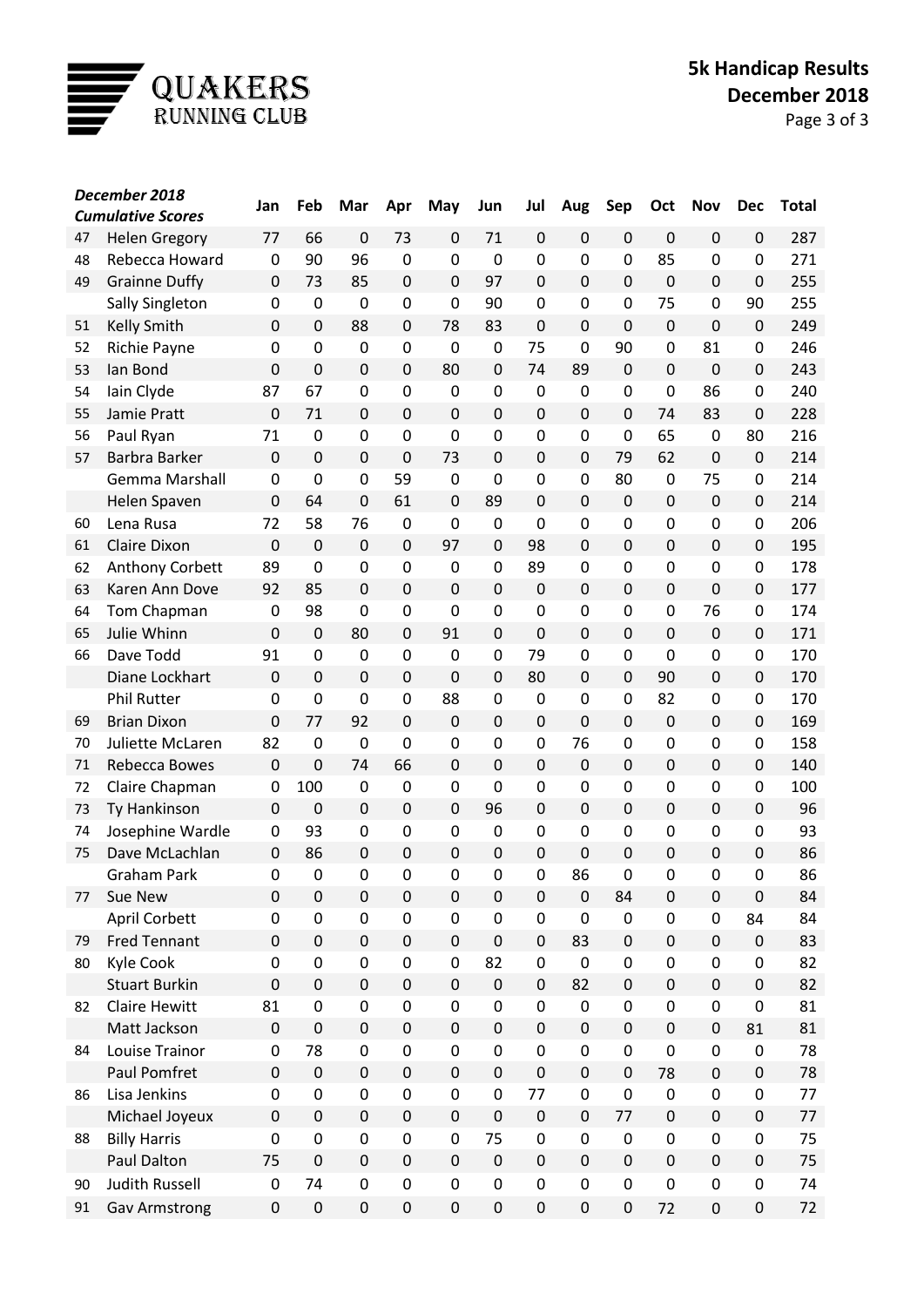QUAKERS RUNNING CLUB

**5k Handicap Results**
**December 2018**

| | *December 2018 Cumulative Scores* | Jan | Feb | Mar | Apr | May | Jun | Jul | Aug | Sep | Oct | Nov | Dec | Total |
|---|---|---|---|---|---|---|---|---|---|---|---|---|---|---|
| 47 | Helen Gregory | 77 | 66 | 0 | 73 | 0 | 71 | 0 | 0 | 0 | 0 | 0 | 0 | 287 |
| 48 | Rebecca Howard | 0 | 90 | 96 | 0 | 0 | 0 | 0 | 0 | 0 | 85 | 0 | 0 | 271 |
| 49 | Grainne Duffy | 0 | 73 | 85 | 0 | 0 | 97 | 0 | 0 | 0 | 0 | 0 | 0 | 255 |
| | Sally Singleton | 0 | 0 | 0 | 0 | 0 | 90 | 0 | 0 | 0 | 75 | 0 | 90 | 255 |
| 51 | Kelly Smith | 0 | 0 | 88 | 0 | 78 | 83 | 0 | 0 | 0 | 0 | 0 | 0 | 249 |
| 52 | Richie Payne | 0 | 0 | 0 | 0 | 0 | 0 | 75 | 0 | 90 | 0 | 81 | 0 | 246 |
| 53 | Ian Bond | 0 | 0 | 0 | 0 | 80 | 0 | 74 | 89 | 0 | 0 | 0 | 0 | 243 |
| 54 | Iain Clyde | 87 | 67 | 0 | 0 | 0 | 0 | 0 | 0 | 0 | 0 | 86 | 0 | 240 |
| 55 | Jamie Pratt | 0 | 71 | 0 | 0 | 0 | 0 | 0 | 0 | 0 | 74 | 83 | 0 | 228 |
| 56 | Paul Ryan | 71 | 0 | 0 | 0 | 0 | 0 | 0 | 0 | 0 | 65 | 0 | 80 | 216 |
| 57 | Barbra Barker | 0 | 0 | 0 | 0 | 73 | 0 | 0 | 0 | 79 | 62 | 0 | 0 | 214 |
| | Gemma Marshall | 0 | 0 | 0 | 59 | 0 | 0 | 0 | 0 | 80 | 0 | 75 | 0 | 214 |
| | Helen Spaven | 0 | 64 | 0 | 61 | 0 | 89 | 0 | 0 | 0 | 0 | 0 | 0 | 214 |
| 60 | Lena Rusa | 72 | 58 | 76 | 0 | 0 | 0 | 0 | 0 | 0 | 0 | 0 | 0 | 206 |
| 61 | Claire Dixon | 0 | 0 | 0 | 0 | 97 | 0 | 98 | 0 | 0 | 0 | 0 | 0 | 195 |
| 62 | Anthony Corbett | 89 | 0 | 0 | 0 | 0 | 0 | 89 | 0 | 0 | 0 | 0 | 0 | 178 |
| 63 | Karen Ann Dove | 92 | 85 | 0 | 0 | 0 | 0 | 0 | 0 | 0 | 0 | 0 | 0 | 177 |
| 64 | Tom Chapman | 0 | 98 | 0 | 0 | 0 | 0 | 0 | 0 | 0 | 0 | 76 | 0 | 174 |
| 65 | Julie Whinn | 0 | 0 | 80 | 0 | 91 | 0 | 0 | 0 | 0 | 0 | 0 | 0 | 171 |
| 66 | Dave Todd | 91 | 0 | 0 | 0 | 0 | 0 | 79 | 0 | 0 | 0 | 0 | 0 | 170 |
| | Diane Lockhart | 0 | 0 | 0 | 0 | 0 | 0 | 80 | 0 | 0 | 90 | 0 | 0 | 170 |
| | Phil Rutter | 0 | 0 | 0 | 0 | 88 | 0 | 0 | 0 | 0 | 82 | 0 | 0 | 170 |
| 69 | Brian Dixon | 0 | 77 | 92 | 0 | 0 | 0 | 0 | 0 | 0 | 0 | 0 | 0 | 169 |
| 70 | Juliette McLaren | 82 | 0 | 0 | 0 | 0 | 0 | 0 | 76 | 0 | 0 | 0 | 0 | 158 |
| 71 | Rebecca Bowes | 0 | 0 | 74 | 66 | 0 | 0 | 0 | 0 | 0 | 0 | 0 | 0 | 140 |
| 72 | Claire Chapman | 0 | 100 | 0 | 0 | 0 | 0 | 0 | 0 | 0 | 0 | 0 | 0 | 100 |
| 73 | Ty Hankinson | 0 | 0 | 0 | 0 | 0 | 96 | 0 | 0 | 0 | 0 | 0 | 0 | 96 |
| 74 | Josephine Wardle | 0 | 93 | 0 | 0 | 0 | 0 | 0 | 0 | 0 | 0 | 0 | 0 | 93 |
| 75 | Dave McLachlan | 0 | 86 | 0 | 0 | 0 | 0 | 0 | 0 | 0 | 0 | 0 | 0 | 86 |
| | Graham Park | 0 | 0 | 0 | 0 | 0 | 0 | 0 | 86 | 0 | 0 | 0 | 0 | 86 |
| 77 | Sue New | 0 | 0 | 0 | 0 | 0 | 0 | 0 | 0 | 84 | 0 | 0 | 0 | 84 |
| | April Corbett | 0 | 0 | 0 | 0 | 0 | 0 | 0 | 0 | 0 | 0 | 0 | 84 | 84 |
| 79 | Fred Tennant | 0 | 0 | 0 | 0 | 0 | 0 | 0 | 83 | 0 | 0 | 0 | 0 | 83 |
| 80 | Kyle Cook | 0 | 0 | 0 | 0 | 0 | 82 | 0 | 0 | 0 | 0 | 0 | 0 | 82 |
| | Stuart Burkin | 0 | 0 | 0 | 0 | 0 | 0 | 0 | 82 | 0 | 0 | 0 | 0 | 82 |
| 82 | Claire Hewitt | 81 | 0 | 0 | 0 | 0 | 0 | 0 | 0 | 0 | 0 | 0 | 0 | 81 |
| | Matt Jackson | 0 | 0 | 0 | 0 | 0 | 0 | 0 | 0 | 0 | 0 | 0 | 81 | 81 |
| 84 | Louise Trainor | 0 | 78 | 0 | 0 | 0 | 0 | 0 | 0 | 0 | 0 | 0 | 0 | 78 |
| | Paul Pomfret | 0 | 0 | 0 | 0 | 0 | 0 | 0 | 0 | 0 | 78 | 0 | 0 | 78 |
| 86 | Lisa Jenkins | 0 | 0 | 0 | 0 | 0 | 0 | 77 | 0 | 0 | 0 | 0 | 0 | 77 |
| | Michael Joyeux | 0 | 0 | 0 | 0 | 0 | 0 | 0 | 0 | 77 | 0 | 0 | 0 | 77 |
| 88 | Billy Harris | 0 | 0 | 0 | 0 | 0 | 75 | 0 | 0 | 0 | 0 | 0 | 0 | 75 |
| | Paul Dalton | 75 | 0 | 0 | 0 | 0 | 0 | 0 | 0 | 0 | 0 | 0 | 0 | 75 |
| 90 | Judith Russell | 0 | 74 | 0 | 0 | 0 | 0 | 0 | 0 | 0 | 0 | 0 | 0 | 74 |
| 91 | Gav Armstrong | 0 | 0 | 0 | 0 | 0 | 0 | 0 | 0 | 0 | 72 | 0 | 0 | 72 |